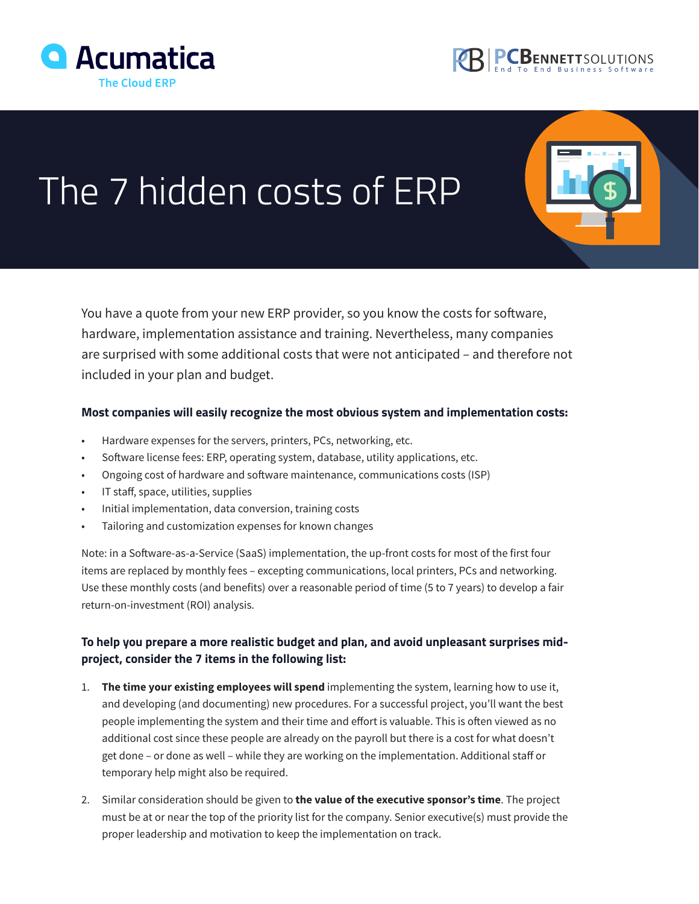Acumatica
The Cloud ERP

PCBENNETTSOLUTIONS
End To End Business Software

# The 7 hidden costs of ERP

You have a quote from your new ERP provider, so you know the costs for software, hardware, implementation assistance and training. Nevertheless, many companies are surprised with some additional costs that were not anticipated – and therefore not included in your plan and budget.

**Most companies will easily recognize the most obvious system and implementation costs:**

- Hardware expenses for the servers, printers, PCs, networking, etc.
- Software license fees: ERP, operating system, database, utility applications, etc.
- Ongoing cost of hardware and software maintenance, communications costs (ISP)
- IT staff, space, utilities, supplies
- Initial implementation, data conversion, training costs
- Tailoring and customization expenses for known changes

Note: in a Software-as-a-Service (SaaS) implementation, the up-front costs for most of the first four items are replaced by monthly fees – excepting communications, local printers, PCs and networking. Use these monthly costs (and benefits) over a reasonable period of time (5 to 7 years) to develop a fair return-on-investment (ROI) analysis.

**To help you prepare a more realistic budget and plan, and avoid unpleasant surprises mid-project, consider the 7 items in the following list:**

1. **The time your existing employees will spend** implementing the system, learning how to use it, and developing (and documenting) new procedures. For a successful project, you'll want the best people implementing the system and their time and effort is valuable. This is often viewed as no additional cost since these people are already on the payroll but there is a cost for what doesn't get done – or done as well – while they are working on the implementation. Additional staff or temporary help might also be required.

2. Similar consideration should be given to **the value of the executive sponsor's time**. The project must be at or near the top of the priority list for the company. Senior executive(s) must provide the proper leadership and motivation to keep the implementation on track.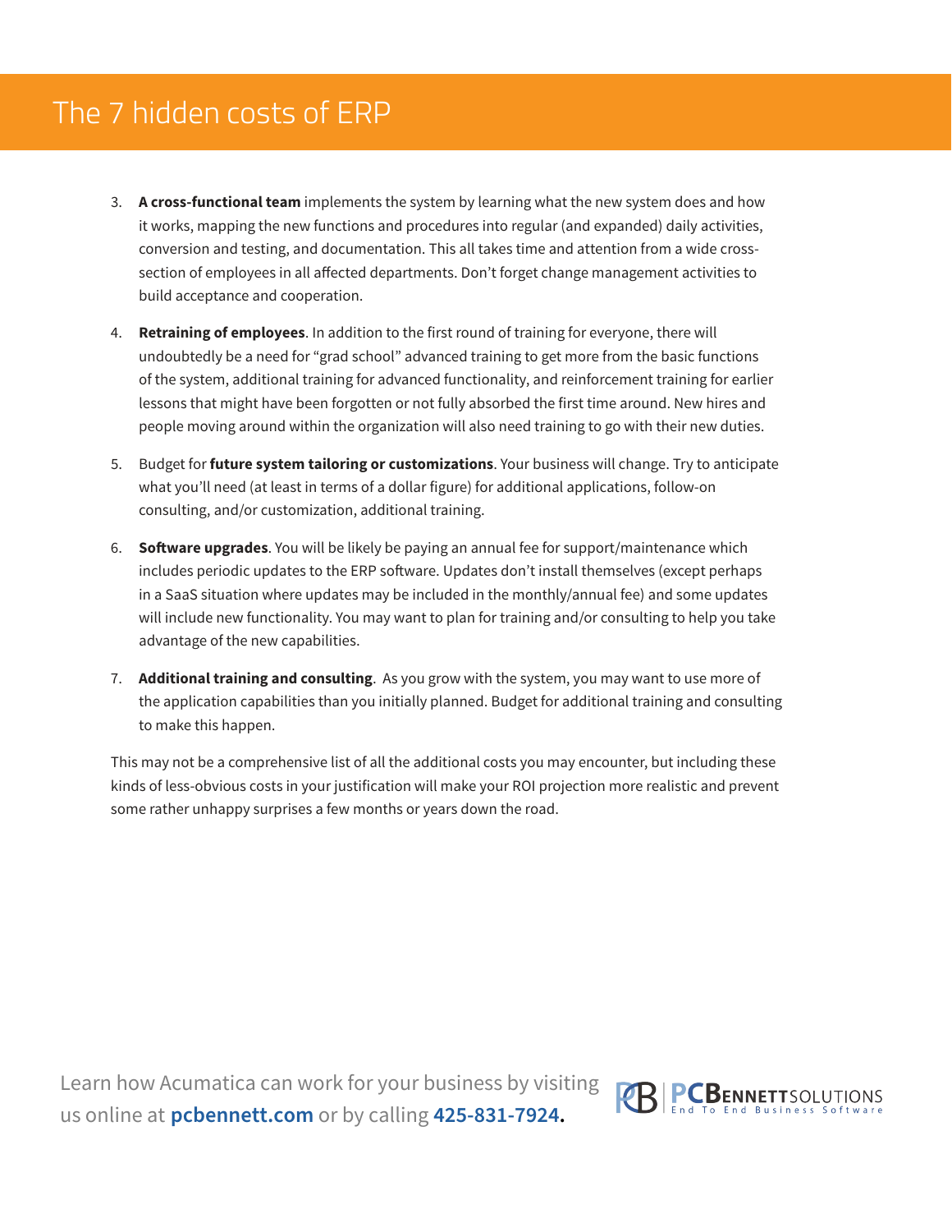3. **A cross-functional team** implements the system by learning what the new system does and how it works, mapping the new functions and procedures into regular (and expanded) daily activities, conversion and testing, and documentation. This all takes time and attention from a wide cross-section of employees in all affected departments. Don't forget change management activities to build acceptance and cooperation.

4. **Retraining of employees**. In addition to the first round of training for everyone, there will undoubtedly be a need for "grad school" advanced training to get more from the basic functions of the system, additional training for advanced functionality, and reinforcement training for earlier lessons that might have been forgotten or not fully absorbed the first time around. New hires and people moving around within the organization will also need training to go with their new duties.

5. Budget for **future system tailoring or customizations**. Your business will change. Try to anticipate what you'll need (at least in terms of a dollar figure) for additional applications, follow-on consulting, and/or customization, additional training.

6. **Software upgrades**. You will be likely be paying an annual fee for support/maintenance which includes periodic updates to the ERP software. Updates don't install themselves (except perhaps in a SaaS situation where updates may be included in the monthly/annual fee) and some updates will include new functionality. You may want to plan for training and/or consulting to help you take advantage of the new capabilities.

7. **Additional training and consulting**. As you grow with the system, you may want to use more of the application capabilities than you initially planned. Budget for additional training and consulting to make this happen.

This may not be a comprehensive list of all the additional costs you may encounter, but including these kinds of less-obvious costs in your justification will make your ROI projection more realistic and prevent some rather unhappy surprises a few months or years down the road.

Learn how Acumatica can work for your business by visiting us online at **pcbennett.com** or by calling **425-831-7924.**

PCBENNETTSOLUTIONS
End To End Business Software